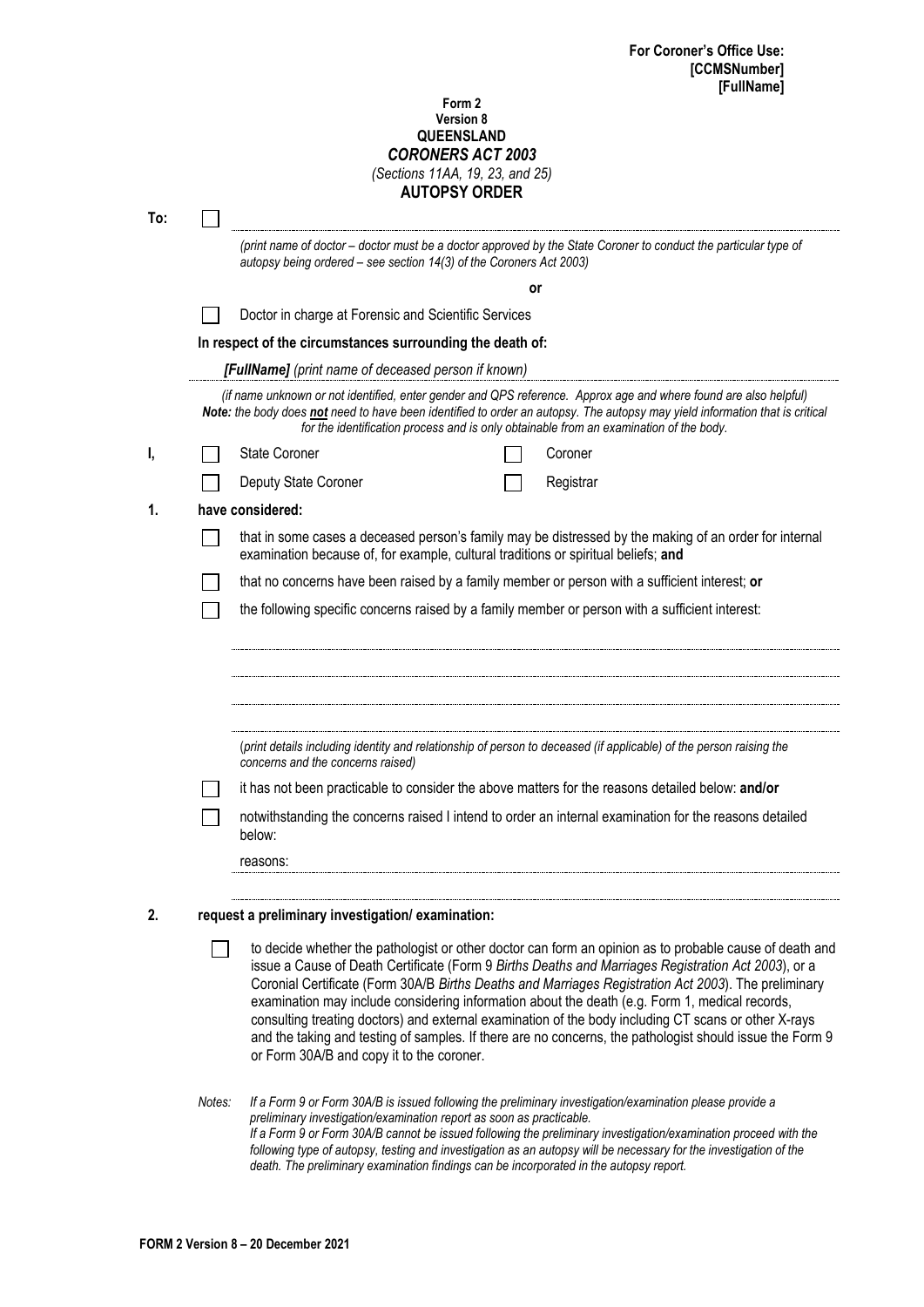**For Coroner's Office Use:**
**[CCMSNumber]**
**[FullName]**

**Form 2**
**Version 8**
**QUEENSLAND**
***CORONERS ACT 2003***
*(Sections 11AA, 19, 23, and 25)*

# AUTOPSY ORDER

**To:** ☐ ..............................................................................................................

*(print name of doctor – doctor must be a doctor approved by the State Coroner to conduct the particular type of autopsy being ordered – see section 14(3) of the Coroners Act 2003)*

**or**

☐ Doctor in charge at Forensic and Scientific Services

**In respect of the circumstances surrounding the death of:**

***[FullName]*** *(print name of deceased person if known)*

*(if name unknown or not identified, enter gender and QPS reference. Approx age and where found are also helpful)*
***Note:*** *the body does **not** need to have been identified to order an autopsy. The autopsy may yield information that is critical for the identification process and is only obtainable from an examination of the body.*

**I,**

☐ State Coroner ☐ Coroner

☐ Deputy State Coroner ☐ Registrar

**1. have considered:**

☐ that in some cases a deceased person's family may be distressed by the making of an order for internal examination because of, for example, cultural traditions or spiritual beliefs; **and**

☐ that no concerns have been raised by a family member or person with a sufficient interest; **or**

☐ the following specific concerns raised by a family member or person with a sufficient interest:

..............................................................................................................

..............................................................................................................

..............................................................................................................

..............................................................................................................

(*print details including identity and relationship of person to deceased (if applicable) of the person raising the concerns and the concerns raised)*

☐ it has not been practicable to consider the above matters for the reasons detailed below: **and/or**

☐ notwithstanding the concerns raised I intend to order an internal examination for the reasons detailed below:

reasons: ..............................................................................................................

..............................................................................................................

**2. request a preliminary investigation/ examination:**

☐ to decide whether the pathologist or other doctor can form an opinion as to probable cause of death and issue a Cause of Death Certificate (Form 9 *Births Deaths and Marriages Registration Act 2003*), or a Coronial Certificate (Form 30A/B *Births Deaths and Marriages Registration Act 2003*). The preliminary examination may include considering information about the death (e.g. Form 1, medical records, consulting treating doctors) and external examination of the body including CT scans or other X-rays and the taking and testing of samples. If there are no concerns, the pathologist should issue the Form 9 or Form 30A/B and copy it to the coroner.

*Notes: If a Form 9 or Form 30A/B is issued following the preliminary investigation/examination please provide a preliminary investigation/examination report as soon as practicable.*
*If a Form 9 or Form 30A/B cannot be issued following the preliminary investigation/examination proceed with the following type of autopsy, testing and investigation as an autopsy will be necessary for the investigation of the death. The preliminary examination findings can be incorporated in the autopsy report.*

**FORM 2 Version 8 – 20 December 2021**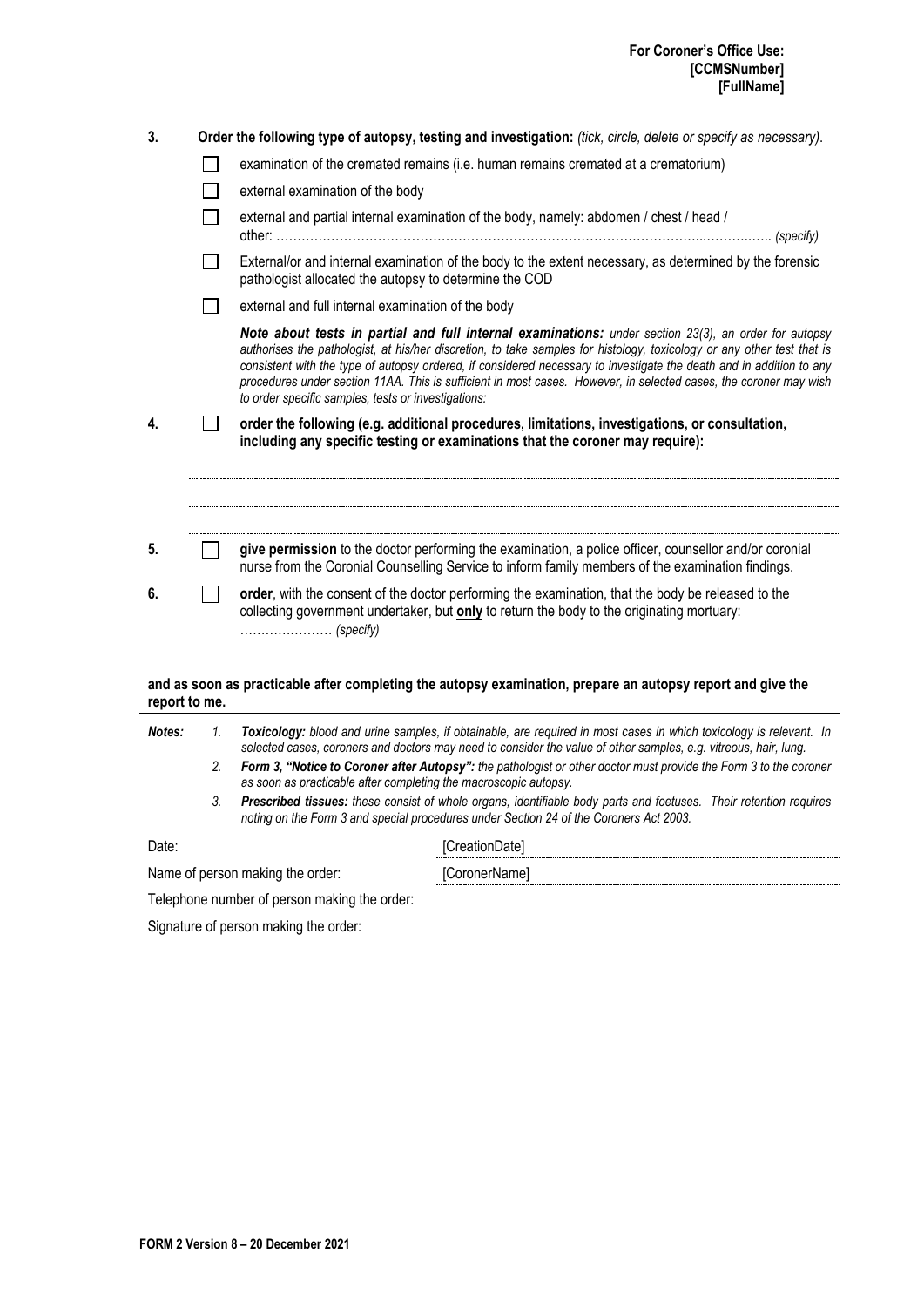**For Coroner's Office Use:**
**[CCMSNumber]**
**[FullName]**

**3. Order the following type of autopsy, testing and investigation:** *(tick, circle, delete or specify as necessary)*.

- ☐ examination of the cremated remains (i.e. human remains cremated at a crematorium)
- ☐ external examination of the body
- ☐ external and partial internal examination of the body, namely: abdomen / chest / head / other: ……………………………………………………………………………………………..……….….. *(specify)*
- ☐ External/or and internal examination of the body to the extent necessary, as determined by the forensic pathologist allocated the autopsy to determine the COD
- ☐ external and full internal examination of the body

***Note about tests in partial and full internal examinations:*** *under section 23(3), an order for autopsy authorises the pathologist, at his/her discretion, to take samples for histology, toxicology or any other test that is consistent with the type of autopsy ordered, if considered necessary to investigate the death and in addition to any procedures under section 11AA. This is sufficient in most cases. However, in selected cases, the coroner may wish to order specific samples, tests or investigations:*

**4.** ☐ **order the following (e.g. additional procedures, limitations, investigations, or consultation, including any specific testing or examinations that the coroner may require):**

..............................................................................................................................................................

..............................................................................................................................................................

..............................................................................................................................................................

**5.** ☐ **give permission** to the doctor performing the examination, a police officer, counsellor and/or coronial nurse from the Coronial Counselling Service to inform family members of the examination findings.

**6.** ☐ **order**, with the consent of the doctor performing the examination, that the body be released to the collecting government undertaker, but **only** to return the body to the originating mortuary: ………………… *(specify)*

**and as soon as practicable after completing the autopsy examination, prepare an autopsy report and give the report to me.**

*Notes:*

1. ***Toxicology:*** *blood and urine samples, if obtainable, are required in most cases in which toxicology is relevant. In selected cases, coroners and doctors may need to consider the value of other samples, e.g. vitreous, hair, lung.*
2. ***Form 3, "Notice to Coroner after Autopsy":*** *the pathologist or other doctor must provide the Form 3 to the coroner as soon as practicable after completing the macroscopic autopsy.*
3. ***Prescribed tissues:*** *these consist of whole organs, identifiable body parts and foetuses. Their retention requires noting on the Form 3 and special procedures under Section 24 of the Coroners Act 2003.*

| | |
|---|---|
| Date: | [CreationDate] |
| Name of person making the order: | [CoronerName] |
| Telephone number of person making the order: | |
| Signature of person making the order: | |

**FORM 2 Version 8 – 20 December 2021**